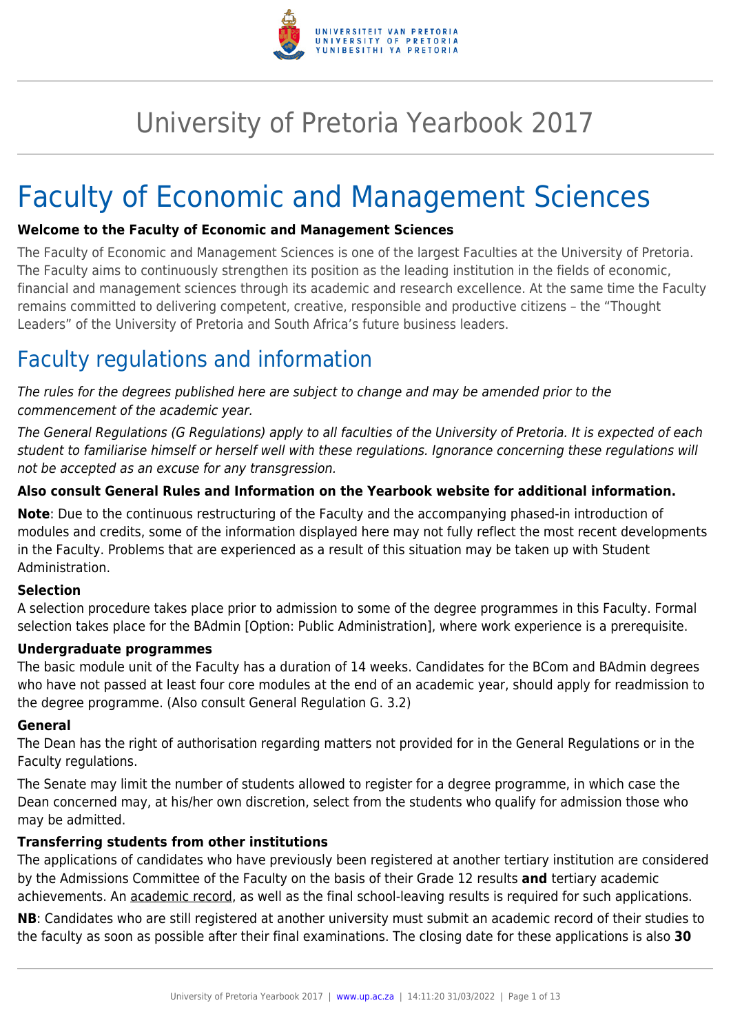# University of Pretoria Yearbook 2017

# Faculty of Economic and Management Sciences

**Welcome to the Faculty of Economic and Management Sciences**

The Faculty of Economic and Management Sciences is one of the largest Faculties at the University of Pretoria. The Faculty aims to continuously strengthen its position as the leading institution in the fields of economic, financial and management sciences through its academic and research excellence. At the same time the Faculty remains committed to delivering competent, creative, responsible and productive citizens – the "Thought Leaders" of the University of Pretoria and South Africa's future business leaders.

## Faculty regulations and information

*The rules for the degrees published here are subject to change and may be amended prior to the commencement of the academic year.*

*The General Regulations (G Regulations) apply to all faculties of the University of Pretoria. It is expected of each student to familiarise himself or herself well with these regulations. Ignorance concerning these regulations will not be accepted as an excuse for any transgression.*

**Also consult General Rules and Information on the Yearbook website for additional information.**

**Note**: Due to the continuous restructuring of the Faculty and the accompanying phased-in introduction of modules and credits, some of the information displayed here may not fully reflect the most recent developments in the Faculty. Problems that are experienced as a result of this situation may be taken up with Student Administration.

**Selection**

A selection procedure takes place prior to admission to some of the degree programmes in this Faculty. Formal selection takes place for the BAdmin [Option: Public Administration], where work experience is a prerequisite.

**Undergraduate programmes**

The basic module unit of the Faculty has a duration of 14 weeks. Candidates for the BCom and BAdmin degrees who have not passed at least four core modules at the end of an academic year, should apply for readmission to the degree programme. (Also consult General Regulation G. 3.2)

**General**

The Dean has the right of authorisation regarding matters not provided for in the General Regulations or in the Faculty regulations.

The Senate may limit the number of students allowed to register for a degree programme, in which case the Dean concerned may, at his/her own discretion, select from the students who qualify for admission those who may be admitted.

**Transferring students from other institutions**

The applications of candidates who have previously been registered at another tertiary institution are considered by the Admissions Committee of the Faculty on the basis of their Grade 12 results **and** tertiary academic achievements. An academic record, as well as the final school-leaving results is required for such applications.

**NB**: Candidates who are still registered at another university must submit an academic record of their studies to the faculty as soon as possible after their final examinations. The closing date for these applications is also **30**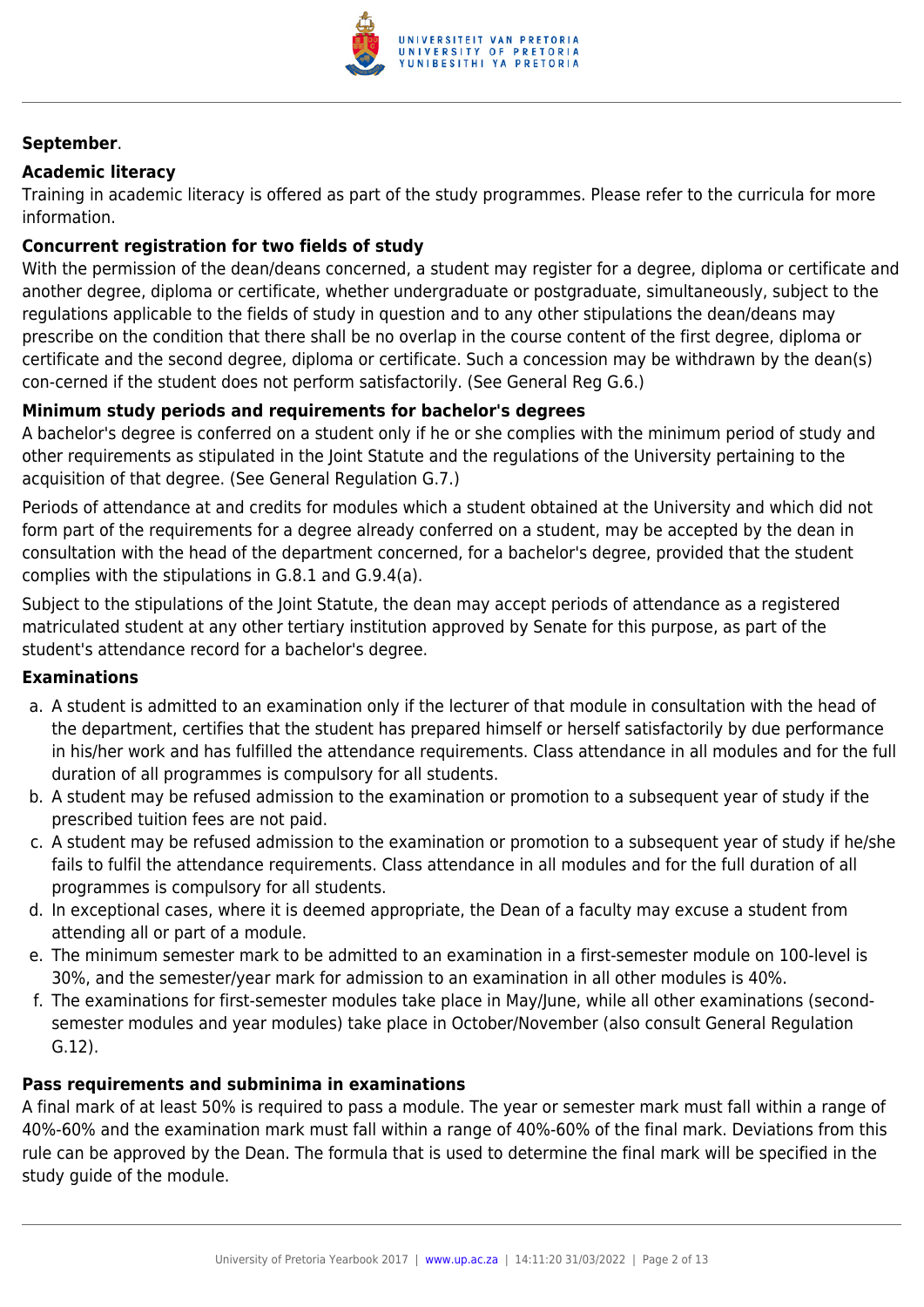**September**.

## Academic literacy

Training in academic literacy is offered as part of the study programmes. Please refer to the curricula for more information.

## Concurrent registration for two fields of study

With the permission of the dean/deans concerned, a student may register for a degree, diploma or certificate and another degree, diploma or certificate, whether undergraduate or postgraduate, simultaneously, subject to the regulations applicable to the fields of study in question and to any other stipulations the dean/deans may prescribe on the condition that there shall be no overlap in the course content of the first degree, diploma or certificate and the second degree, diploma or certificate. Such a concession may be withdrawn by the dean(s) con-cerned if the student does not perform satisfactorily. (See General Reg G.6.)

## Minimum study periods and requirements for bachelor's degrees

A bachelor's degree is conferred on a student only if he or she complies with the minimum period of study and other requirements as stipulated in the Joint Statute and the regulations of the University pertaining to the acquisition of that degree. (See General Regulation G.7.)

Periods of attendance at and credits for modules which a student obtained at the University and which did not form part of the requirements for a degree already conferred on a student, may be accepted by the dean in consultation with the head of the department concerned, for a bachelor's degree, provided that the student complies with the stipulations in G.8.1 and G.9.4(a).

Subject to the stipulations of the Joint Statute, the dean may accept periods of attendance as a registered matriculated student at any other tertiary institution approved by Senate for this purpose, as part of the student's attendance record for a bachelor's degree.

## Examinations

a. A student is admitted to an examination only if the lecturer of that module in consultation with the head of the department, certifies that the student has prepared himself or herself satisfactorily by due performance in his/her work and has fulfilled the attendance requirements. Class attendance in all modules and for the full duration of all programmes is compulsory for all students.
b. A student may be refused admission to the examination or promotion to a subsequent year of study if the prescribed tuition fees are not paid.
c. A student may be refused admission to the examination or promotion to a subsequent year of study if he/she fails to fulfil the attendance requirements. Class attendance in all modules and for the full duration of all programmes is compulsory for all students.
d. In exceptional cases, where it is deemed appropriate, the Dean of a faculty may excuse a student from attending all or part of a module.
e. The minimum semester mark to be admitted to an examination in a first-semester module on 100-level is 30%, and the semester/year mark for admission to an examination in all other modules is 40%.
f. The examinations for first-semester modules take place in May/June, while all other examinations (second-semester modules and year modules) take place in October/November (also consult General Regulation G.12).

## Pass requirements and subminima in examinations

A final mark of at least 50% is required to pass a module. The year or semester mark must fall within a range of 40%-60% and the examination mark must fall within a range of 40%-60% of the final mark. Deviations from this rule can be approved by the Dean. The formula that is used to determine the final mark will be specified in the study guide of the module.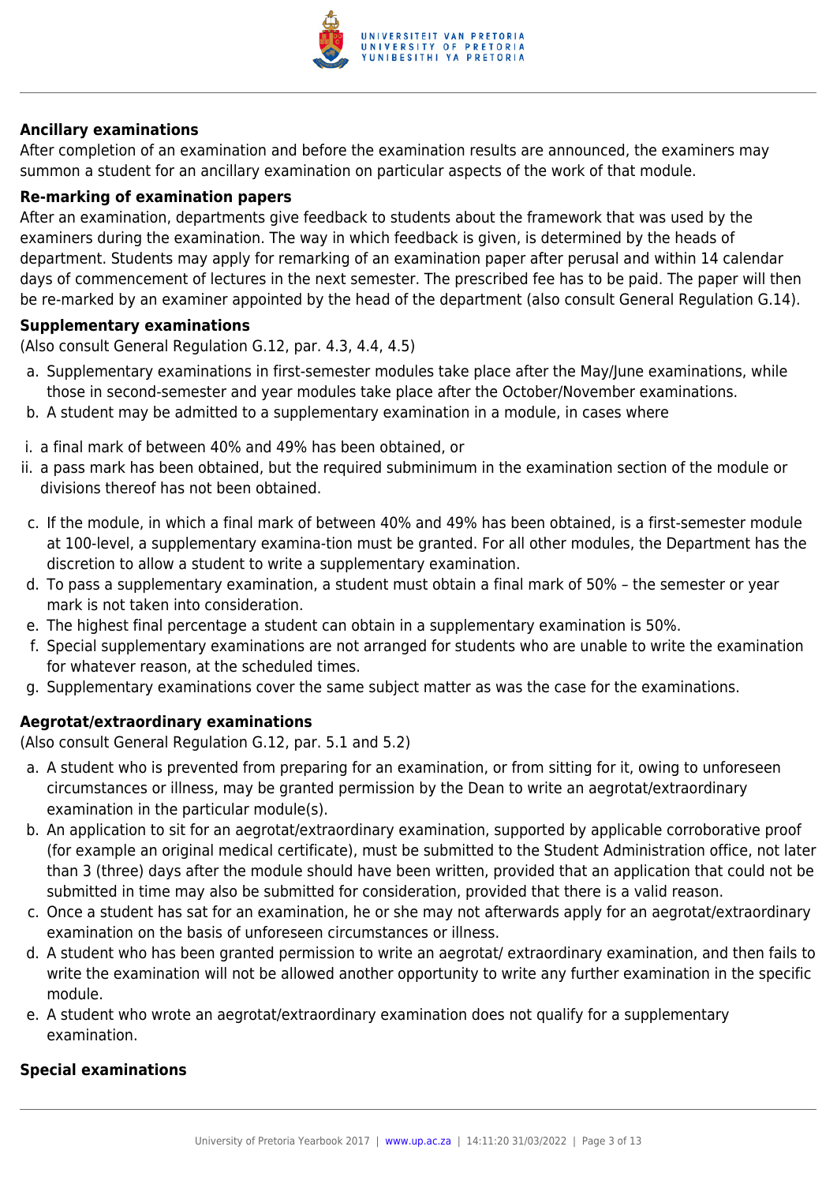**Ancillary examinations**

After completion of an examination and before the examination results are announced, the examiners may summon a student for an ancillary examination on particular aspects of the work of that module.

**Re-marking of examination papers**

After an examination, departments give feedback to students about the framework that was used by the examiners during the examination. The way in which feedback is given, is determined by the heads of department. Students may apply for remarking of an examination paper after perusal and within 14 calendar days of commencement of lectures in the next semester. The prescribed fee has to be paid. The paper will then be re-marked by an examiner appointed by the head of the department (also consult General Regulation G.14).

**Supplementary examinations**

(Also consult General Regulation G.12, par. 4.3, 4.4, 4.5)

a. Supplementary examinations in first-semester modules take place after the May/June examinations, while those in second-semester and year modules take place after the October/November examinations.
b. A student may be admitted to a supplementary examination in a module, in cases where

i. a final mark of between 40% and 49% has been obtained, or
ii. a pass mark has been obtained, but the required subminimum in the examination section of the module or divisions thereof has not been obtained.

c. If the module, in which a final mark of between 40% and 49% has been obtained, is a first-semester module at 100-level, a supplementary examina-tion must be granted. For all other modules, the Department has the discretion to allow a student to write a supplementary examination.
d. To pass a supplementary examination, a student must obtain a final mark of 50% – the semester or year mark is not taken into consideration.
e. The highest final percentage a student can obtain in a supplementary examination is 50%.
f. Special supplementary examinations are not arranged for students who are unable to write the examination for whatever reason, at the scheduled times.
g. Supplementary examinations cover the same subject matter as was the case for the examinations.

**Aegrotat/extraordinary examinations**

(Also consult General Regulation G.12, par. 5.1 and 5.2)

a. A student who is prevented from preparing for an examination, or from sitting for it, owing to unforeseen circumstances or illness, may be granted permission by the Dean to write an aegrotat/extraordinary examination in the particular module(s).
b. An application to sit for an aegrotat/extraordinary examination, supported by applicable corroborative proof (for example an original medical certificate), must be submitted to the Student Administration office, not later than 3 (three) days after the module should have been written, provided that an application that could not be submitted in time may also be submitted for consideration, provided that there is a valid reason.
c. Once a student has sat for an examination, he or she may not afterwards apply for an aegrotat/extraordinary examination on the basis of unforeseen circumstances or illness.
d. A student who has been granted permission to write an aegrotat/ extraordinary examination, and then fails to write the examination will not be allowed another opportunity to write any further examination in the specific module.
e. A student who wrote an aegrotat/extraordinary examination does not qualify for a supplementary examination.

**Special examinations**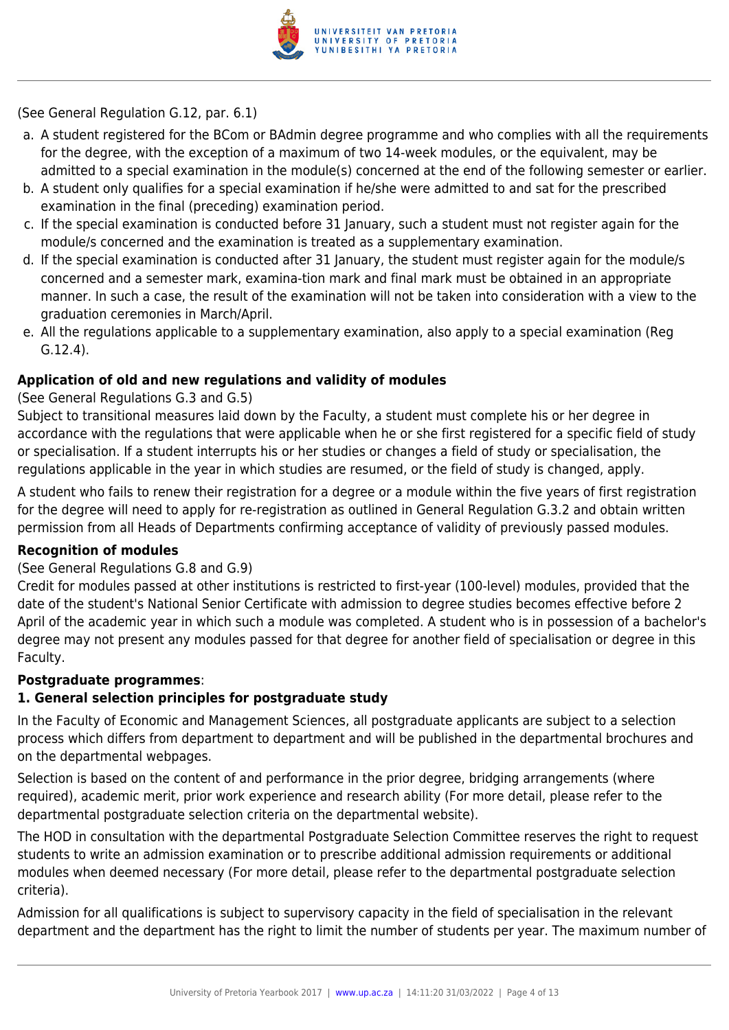(See General Regulation G.12, par. 6.1)

a. A student registered for the BCom or BAdmin degree programme and who complies with all the requirements for the degree, with the exception of a maximum of two 14-week modules, or the equivalent, may be admitted to a special examination in the module(s) concerned at the end of the following semester or earlier.
b. A student only qualifies for a special examination if he/she were admitted to and sat for the prescribed examination in the final (preceding) examination period.
c. If the special examination is conducted before 31 January, such a student must not register again for the module/s concerned and the examination is treated as a supplementary examination.
d. If the special examination is conducted after 31 January, the student must register again for the module/s concerned and a semester mark, examina-tion mark and final mark must be obtained in an appropriate manner. In such a case, the result of the examination will not be taken into consideration with a view to the graduation ceremonies in March/April.
e. All the regulations applicable to a supplementary examination, also apply to a special examination (Reg G.12.4).

**Application of old and new regulations and validity of modules**

(See General Regulations G.3 and G.5)

Subject to transitional measures laid down by the Faculty, a student must complete his or her degree in accordance with the regulations that were applicable when he or she first registered for a specific field of study or specialisation. If a student interrupts his or her studies or changes a field of study or specialisation, the regulations applicable in the year in which studies are resumed, or the field of study is changed, apply.

A student who fails to renew their registration for a degree or a module within the five years of first registration for the degree will need to apply for re-registration as outlined in General Regulation G.3.2 and obtain written permission from all Heads of Departments confirming acceptance of validity of previously passed modules.

**Recognition of modules**

(See General Regulations G.8 and G.9)

Credit for modules passed at other institutions is restricted to first-year (100-level) modules, provided that the date of the student's National Senior Certificate with admission to degree studies becomes effective before 2 April of the academic year in which such a module was completed. A student who is in possession of a bachelor's degree may not present any modules passed for that degree for another field of specialisation or degree in this Faculty.

**Postgraduate programmes**:

**1. General selection principles for postgraduate study**

In the Faculty of Economic and Management Sciences, all postgraduate applicants are subject to a selection process which differs from department to department and will be published in the departmental brochures and on the departmental webpages.

Selection is based on the content of and performance in the prior degree, bridging arrangements (where required), academic merit, prior work experience and research ability (For more detail, please refer to the departmental postgraduate selection criteria on the departmental website).

The HOD in consultation with the departmental Postgraduate Selection Committee reserves the right to request students to write an admission examination or to prescribe additional admission requirements or additional modules when deemed necessary (For more detail, please refer to the departmental postgraduate selection criteria).

Admission for all qualifications is subject to supervisory capacity in the field of specialisation in the relevant department and the department has the right to limit the number of students per year. The maximum number of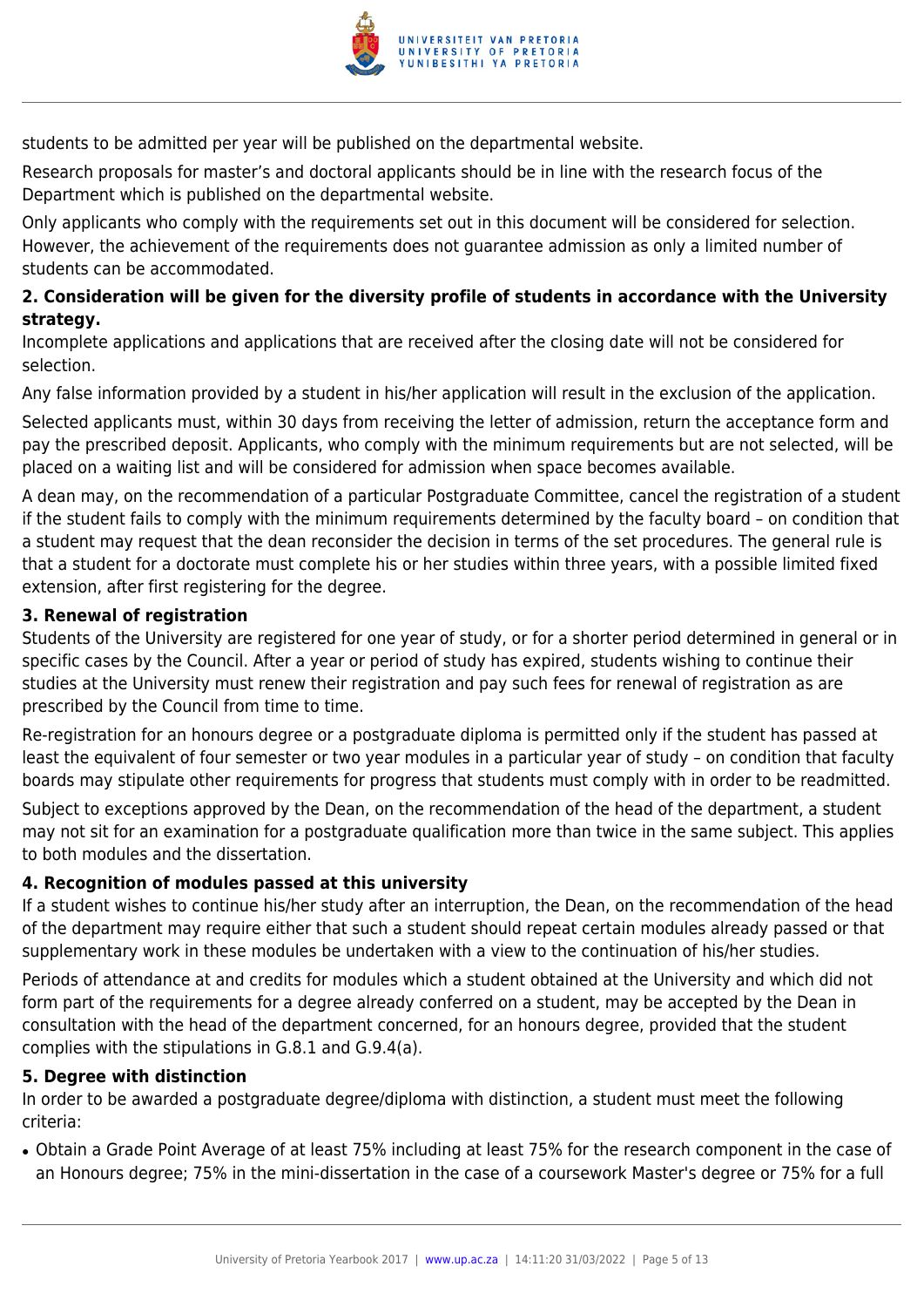students to be admitted per year will be published on the departmental website.

Research proposals for master's and doctoral applicants should be in line with the research focus of the Department which is published on the departmental website.

Only applicants who comply with the requirements set out in this document will be considered for selection. However, the achievement of the requirements does not guarantee admission as only a limited number of students can be accommodated.

**2. Consideration will be given for the diversity profile of students in accordance with the University strategy.**

Incomplete applications and applications that are received after the closing date will not be considered for selection.

Any false information provided by a student in his/her application will result in the exclusion of the application.

Selected applicants must, within 30 days from receiving the letter of admission, return the acceptance form and pay the prescribed deposit. Applicants, who comply with the minimum requirements but are not selected, will be placed on a waiting list and will be considered for admission when space becomes available.

A dean may, on the recommendation of a particular Postgraduate Committee, cancel the registration of a student if the student fails to comply with the minimum requirements determined by the faculty board – on condition that a student may request that the dean reconsider the decision in terms of the set procedures. The general rule is that a student for a doctorate must complete his or her studies within three years, with a possible limited fixed extension, after first registering for the degree.

**3. Renewal of registration**

Students of the University are registered for one year of study, or for a shorter period determined in general or in specific cases by the Council. After a year or period of study has expired, students wishing to continue their studies at the University must renew their registration and pay such fees for renewal of registration as are prescribed by the Council from time to time.

Re-registration for an honours degree or a postgraduate diploma is permitted only if the student has passed at least the equivalent of four semester or two year modules in a particular year of study – on condition that faculty boards may stipulate other requirements for progress that students must comply with in order to be readmitted.

Subject to exceptions approved by the Dean, on the recommendation of the head of the department, a student may not sit for an examination for a postgraduate qualification more than twice in the same subject. This applies to both modules and the dissertation.

**4. Recognition of modules passed at this university**

If a student wishes to continue his/her study after an interruption, the Dean, on the recommendation of the head of the department may require either that such a student should repeat certain modules already passed or that supplementary work in these modules be undertaken with a view to the continuation of his/her studies.

Periods of attendance at and credits for modules which a student obtained at the University and which did not form part of the requirements for a degree already conferred on a student, may be accepted by the Dean in consultation with the head of the department concerned, for an honours degree, provided that the student complies with the stipulations in G.8.1 and G.9.4(a).

**5. Degree with distinction**

In order to be awarded a postgraduate degree/diploma with distinction, a student must meet the following criteria:

- Obtain a Grade Point Average of at least 75% including at least 75% for the research component in the case of an Honours degree; 75% in the mini-dissertation in the case of a coursework Master's degree or 75% for a full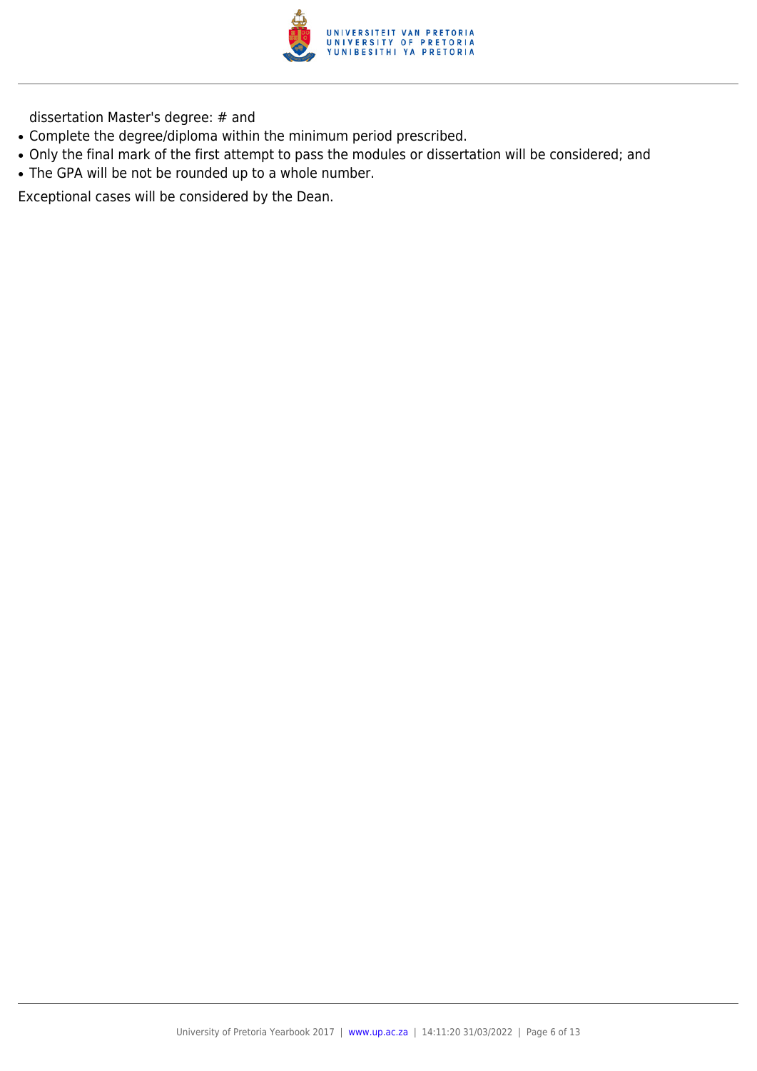dissertation Master's degree: # and

- Complete the degree/diploma within the minimum period prescribed.
- Only the final mark of the first attempt to pass the modules or dissertation will be considered; and
- The GPA will be not be rounded up to a whole number.

Exceptional cases will be considered by the Dean.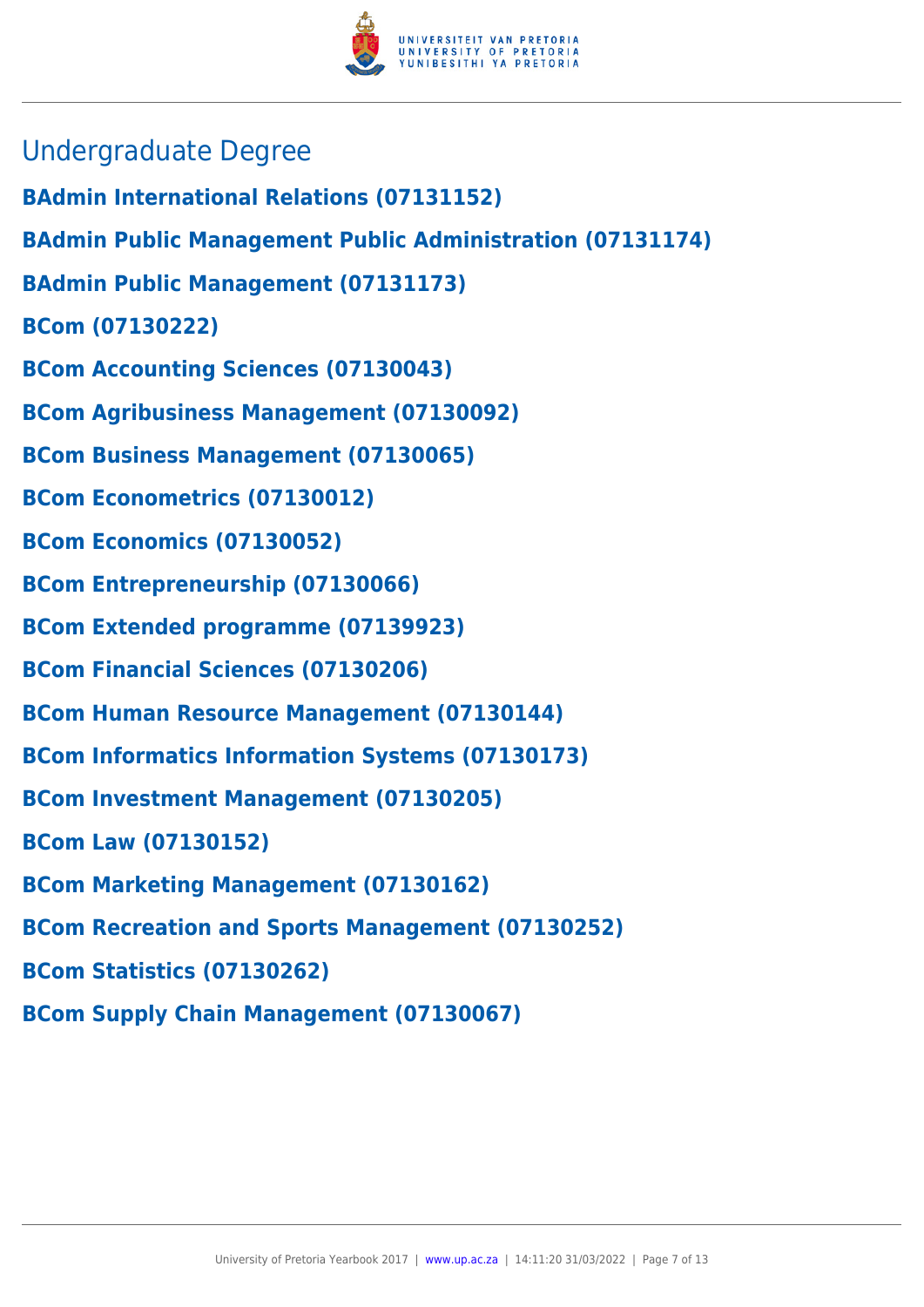## Undergraduate Degree

**BAdmin International Relations (07131152)**

**BAdmin Public Management Public Administration (07131174)**

**BAdmin Public Management (07131173)**

**BCom (07130222)**

**BCom Accounting Sciences (07130043)**

**BCom Agribusiness Management (07130092)**

**BCom Business Management (07130065)**

**BCom Econometrics (07130012)**

**BCom Economics (07130052)**

**BCom Entrepreneurship (07130066)**

**BCom Extended programme (07139923)**

**BCom Financial Sciences (07130206)**

**BCom Human Resource Management (07130144)**

**BCom Informatics Information Systems (07130173)**

**BCom Investment Management (07130205)**

**BCom Law (07130152)**

**BCom Marketing Management (07130162)**

**BCom Recreation and Sports Management (07130252)**

**BCom Statistics (07130262)**

**BCom Supply Chain Management (07130067)**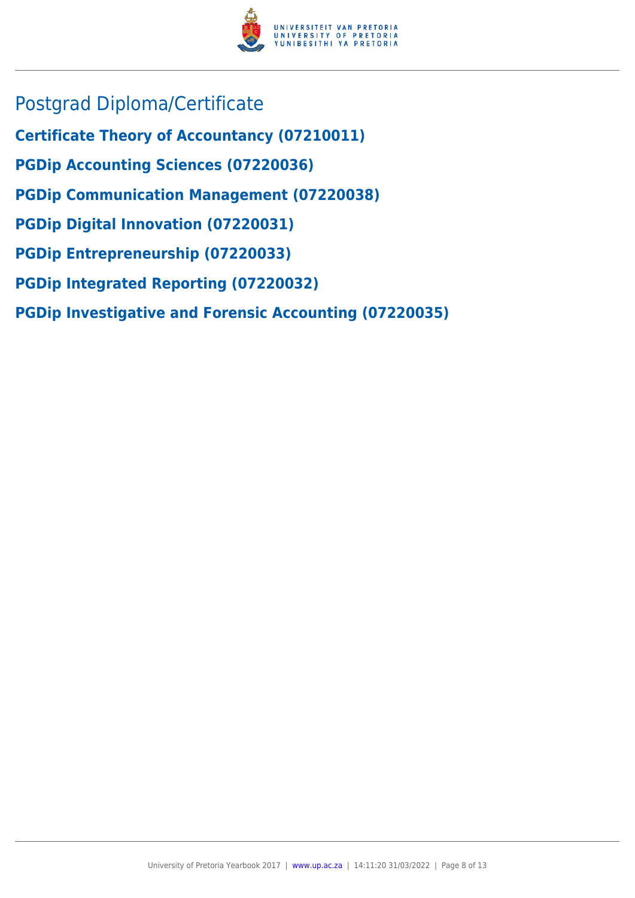# Postgrad Diploma/Certificate

**Certificate Theory of Accountancy (07210011)**

**PGDip Accounting Sciences (07220036)**

**PGDip Communication Management (07220038)**

**PGDip Digital Innovation (07220031)**

**PGDip Entrepreneurship (07220033)**

**PGDip Integrated Reporting (07220032)**

**PGDip Investigative and Forensic Accounting (07220035)**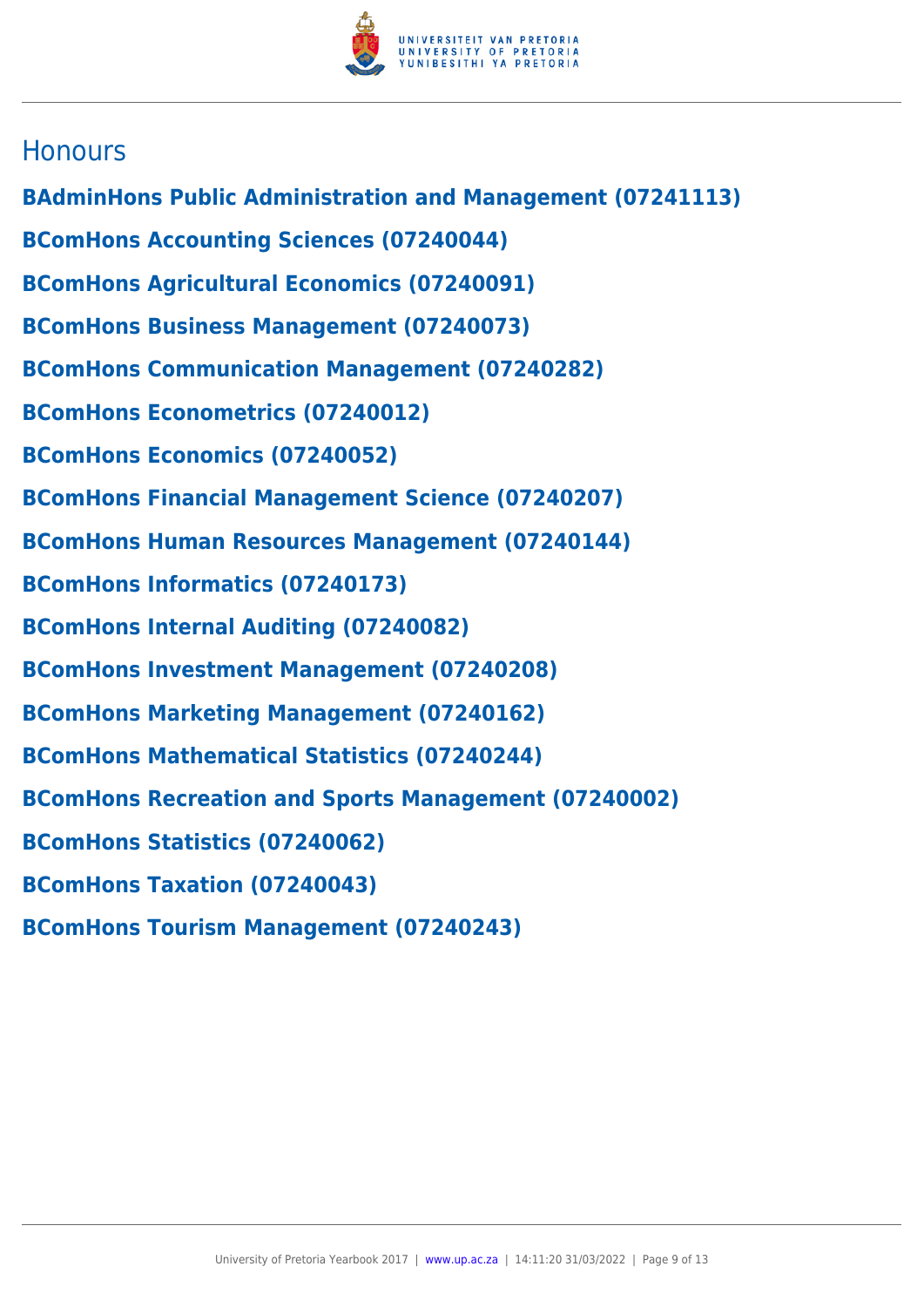## Honours

**BAdminHons Public Administration and Management (07241113)**

**BComHons Accounting Sciences (07240044)**

**BComHons Agricultural Economics (07240091)**

**BComHons Business Management (07240073)**

**BComHons Communication Management (07240282)**

**BComHons Econometrics (07240012)**

**BComHons Economics (07240052)**

**BComHons Financial Management Science (07240207)**

**BComHons Human Resources Management (07240144)**

**BComHons Informatics (07240173)**

**BComHons Internal Auditing (07240082)**

**BComHons Investment Management (07240208)**

**BComHons Marketing Management (07240162)**

**BComHons Mathematical Statistics (07240244)**

**BComHons Recreation and Sports Management (07240002)**

**BComHons Statistics (07240062)**

**BComHons Taxation (07240043)**

**BComHons Tourism Management (07240243)**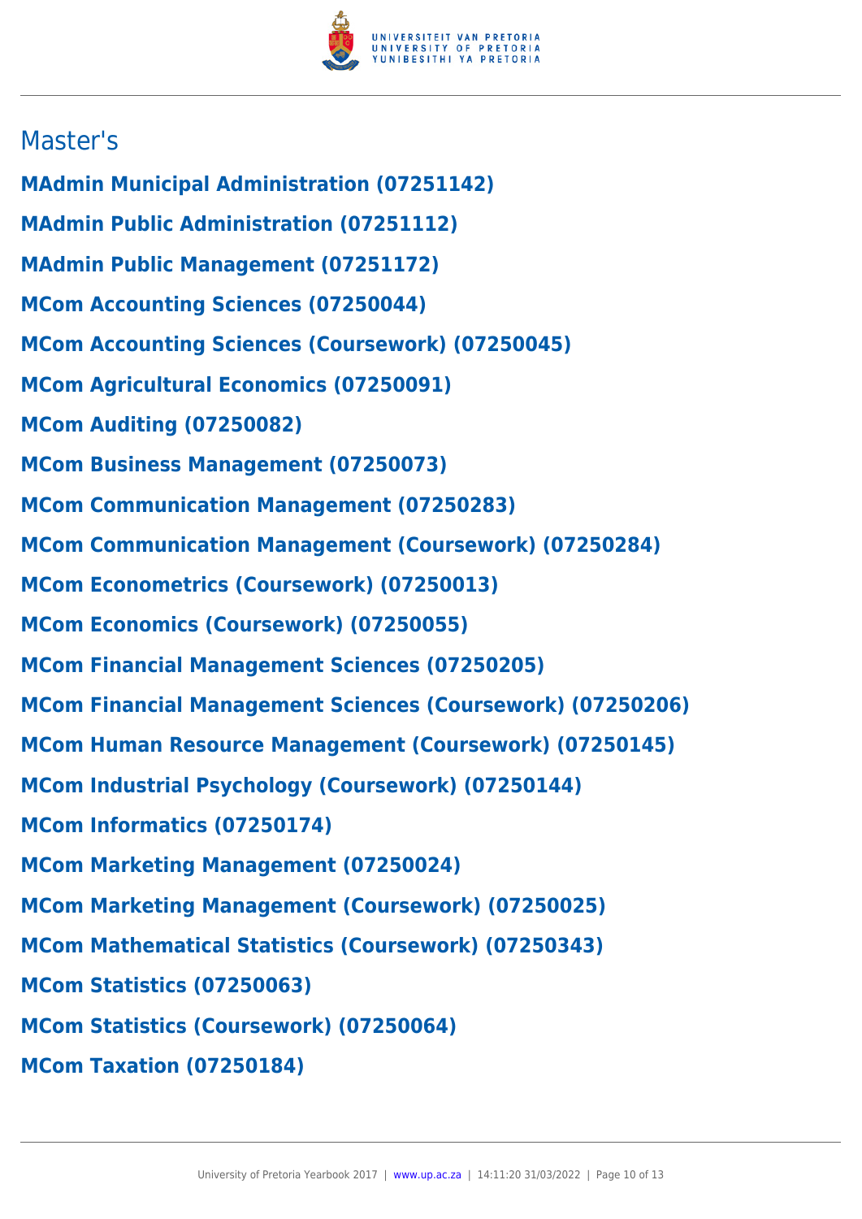## Master's

**MAdmin Municipal Administration (07251142)**

**MAdmin Public Administration (07251112)**

**MAdmin Public Management (07251172)**

**MCom Accounting Sciences (07250044)**

**MCom Accounting Sciences (Coursework) (07250045)**

**MCom Agricultural Economics (07250091)**

**MCom Auditing (07250082)**

**MCom Business Management (07250073)**

**MCom Communication Management (07250283)**

**MCom Communication Management (Coursework) (07250284)**

**MCom Econometrics (Coursework) (07250013)**

**MCom Economics (Coursework) (07250055)**

**MCom Financial Management Sciences (07250205)**

**MCom Financial Management Sciences (Coursework) (07250206)**

**MCom Human Resource Management (Coursework) (07250145)**

**MCom Industrial Psychology (Coursework) (07250144)**

**MCom Informatics (07250174)**

**MCom Marketing Management (07250024)**

**MCom Marketing Management (Coursework) (07250025)**

**MCom Mathematical Statistics (Coursework) (07250343)**

**MCom Statistics (07250063)**

**MCom Statistics (Coursework) (07250064)**

**MCom Taxation (07250184)**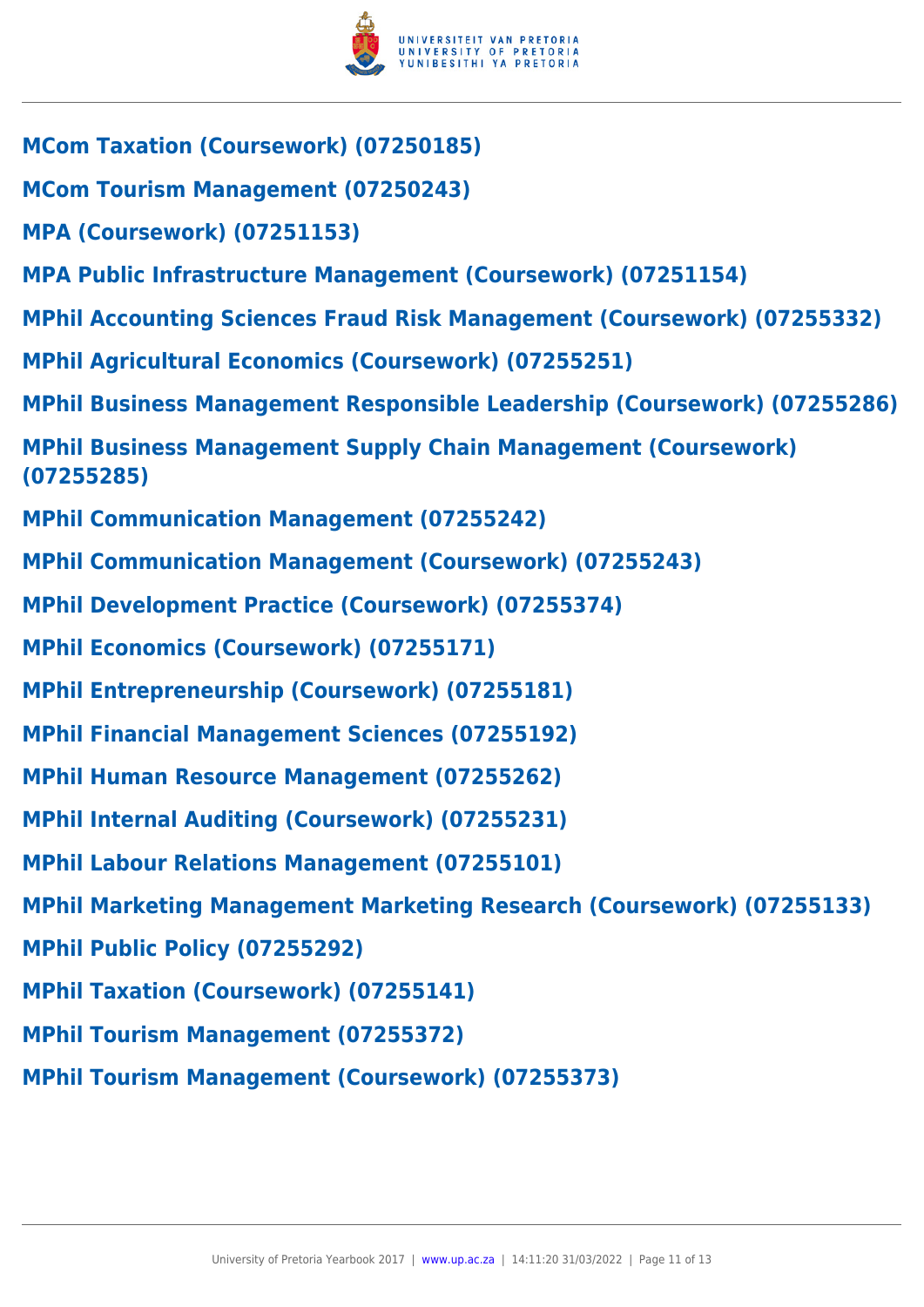**MCom Taxation (Coursework) (07250185)**

**MCom Tourism Management (07250243)**

**MPA (Coursework) (07251153)**

**MPA Public Infrastructure Management (Coursework) (07251154)**

**MPhil Accounting Sciences Fraud Risk Management (Coursework) (07255332)**

**MPhil Agricultural Economics (Coursework) (07255251)**

**MPhil Business Management Responsible Leadership (Coursework) (07255286)**

**MPhil Business Management Supply Chain Management (Coursework) (07255285)**

**MPhil Communication Management (07255242)**

**MPhil Communication Management (Coursework) (07255243)**

**MPhil Development Practice (Coursework) (07255374)**

**MPhil Economics (Coursework) (07255171)**

**MPhil Entrepreneurship (Coursework) (07255181)**

**MPhil Financial Management Sciences (07255192)**

**MPhil Human Resource Management (07255262)**

**MPhil Internal Auditing (Coursework) (07255231)**

**MPhil Labour Relations Management (07255101)**

**MPhil Marketing Management Marketing Research (Coursework) (07255133)**

**MPhil Public Policy (07255292)**

**MPhil Taxation (Coursework) (07255141)**

**MPhil Tourism Management (07255372)**

**MPhil Tourism Management (Coursework) (07255373)**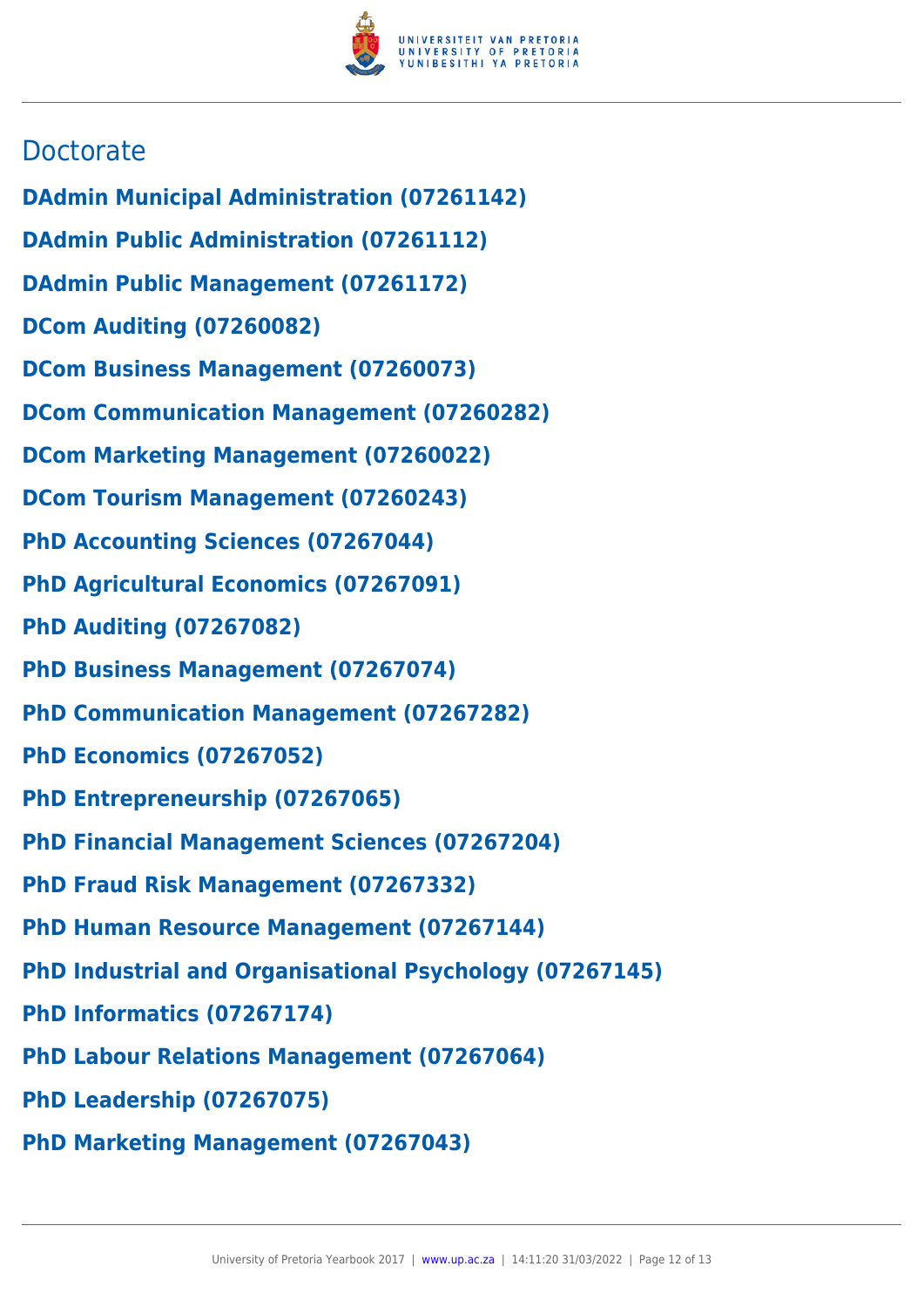## Doctorate

**DAdmin Municipal Administration (07261142)**

**DAdmin Public Administration (07261112)**

**DAdmin Public Management (07261172)**

**DCom Auditing (07260082)**

**DCom Business Management (07260073)**

**DCom Communication Management (07260282)**

**DCom Marketing Management (07260022)**

**DCom Tourism Management (07260243)**

**PhD Accounting Sciences (07267044)**

**PhD Agricultural Economics (07267091)**

**PhD Auditing (07267082)**

**PhD Business Management (07267074)**

**PhD Communication Management (07267282)**

**PhD Economics (07267052)**

**PhD Entrepreneurship (07267065)**

**PhD Financial Management Sciences (07267204)**

**PhD Fraud Risk Management (07267332)**

**PhD Human Resource Management (07267144)**

**PhD Industrial and Organisational Psychology (07267145)**

**PhD Informatics (07267174)**

**PhD Labour Relations Management (07267064)**

**PhD Leadership (07267075)**

**PhD Marketing Management (07267043)**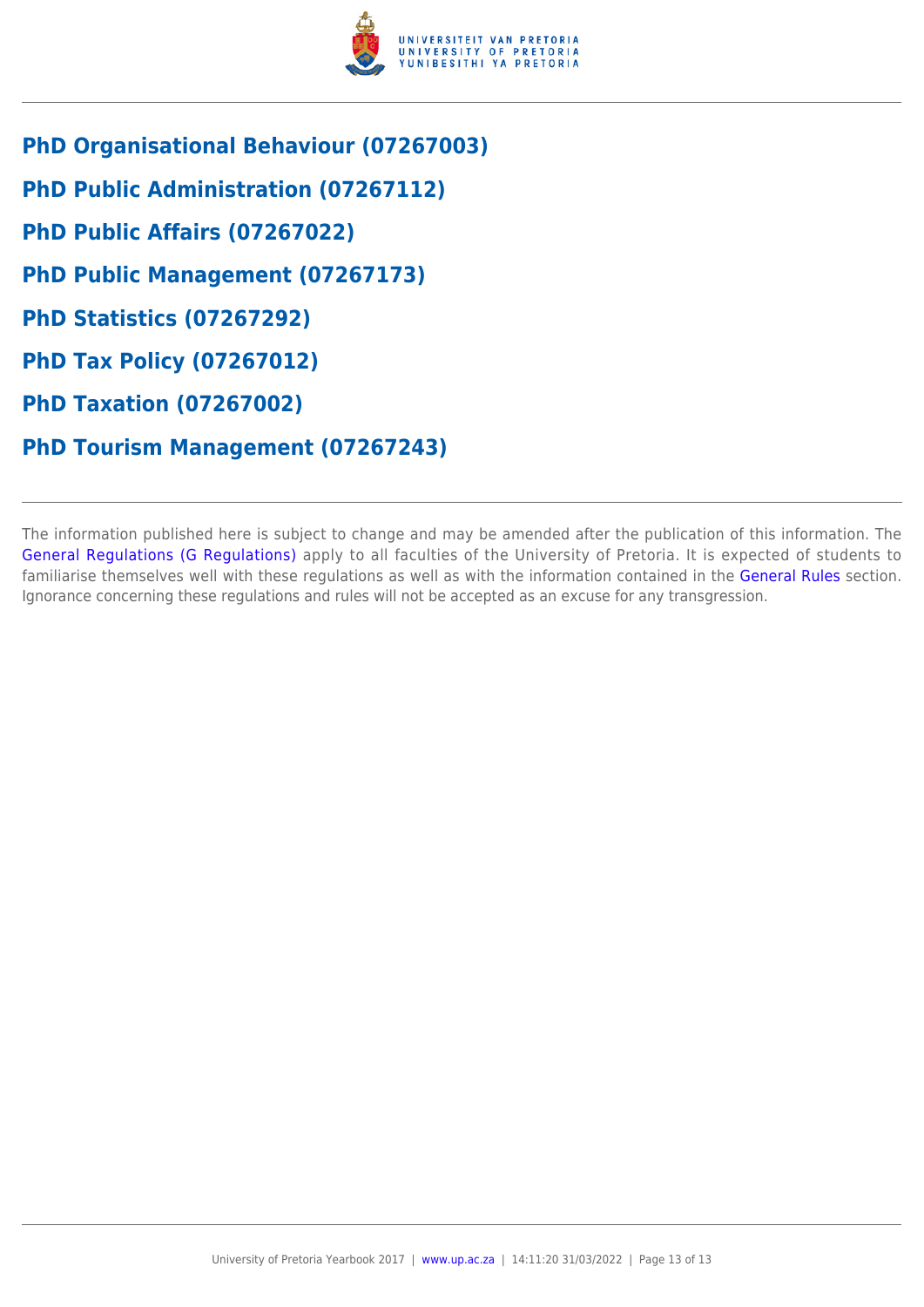## PhD Organisational Behaviour (07267003)

## PhD Public Administration (07267112)

## PhD Public Affairs (07267022)

## PhD Public Management (07267173)

## PhD Statistics (07267292)

## PhD Tax Policy (07267012)

## PhD Taxation (07267002)

## PhD Tourism Management (07267243)

---

The information published here is subject to change and may be amended after the publication of this information. The General Regulations (G Regulations) apply to all faculties of the University of Pretoria. It is expected of students to familiarise themselves well with these regulations as well as with the information contained in the General Rules section. Ignorance concerning these regulations and rules will not be accepted as an excuse for any transgression.